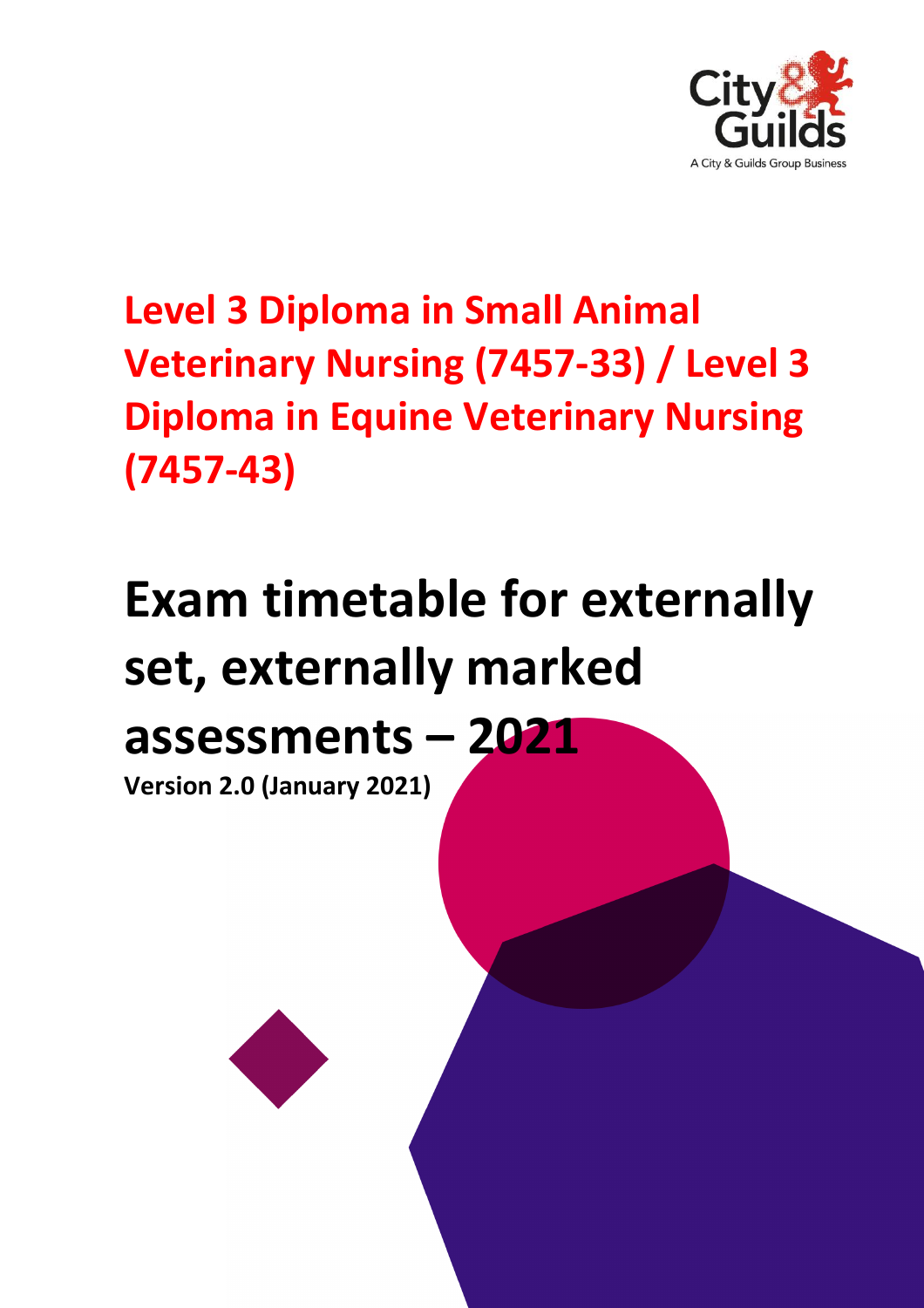City & Guilds
A City & Guilds Group Business

# Level 3 Diploma in Small Animal Veterinary Nursing (7457-33) / Level 3 Diploma in Equine Veterinary Nursing (7457-43)

# Exam timetable for externally set, externally marked assessments – 2021

**Version 2.0 (January 2021)**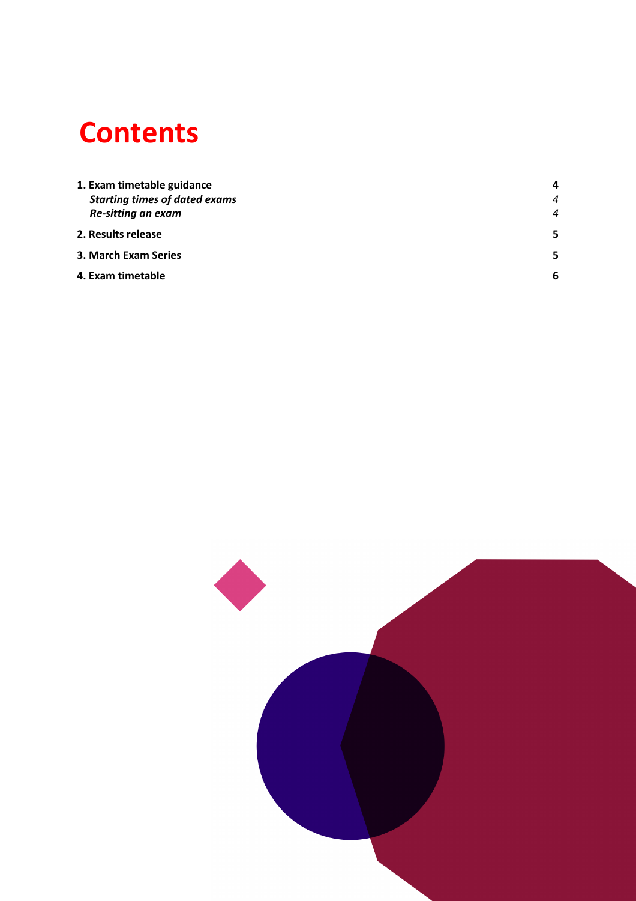# Contents

| | |
|---|---|
| **1. Exam timetable guidance** | **4** |
| ***Starting times of dated exams*** | *4* |
| ***Re-sitting an exam*** | *4* |
| **2. Results release** | **5** |
| **3. March Exam Series** | **5** |
| **4. Exam timetable** | **6** |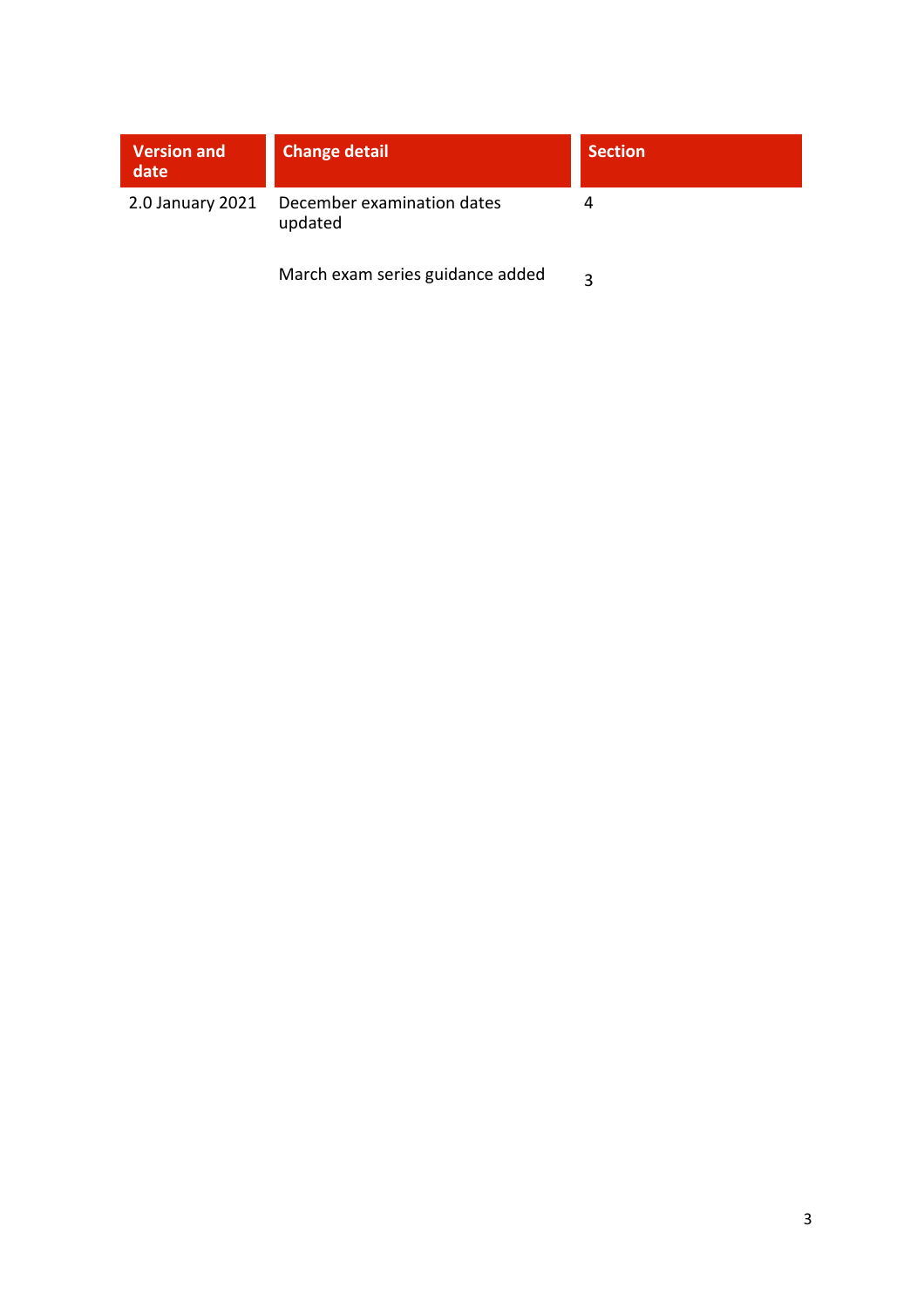| Version and date | Change detail | Section |
| --- | --- | --- |
| 2.0 January 2021 | December examination dates updated | 4 |
| | March exam series guidance added | 3 |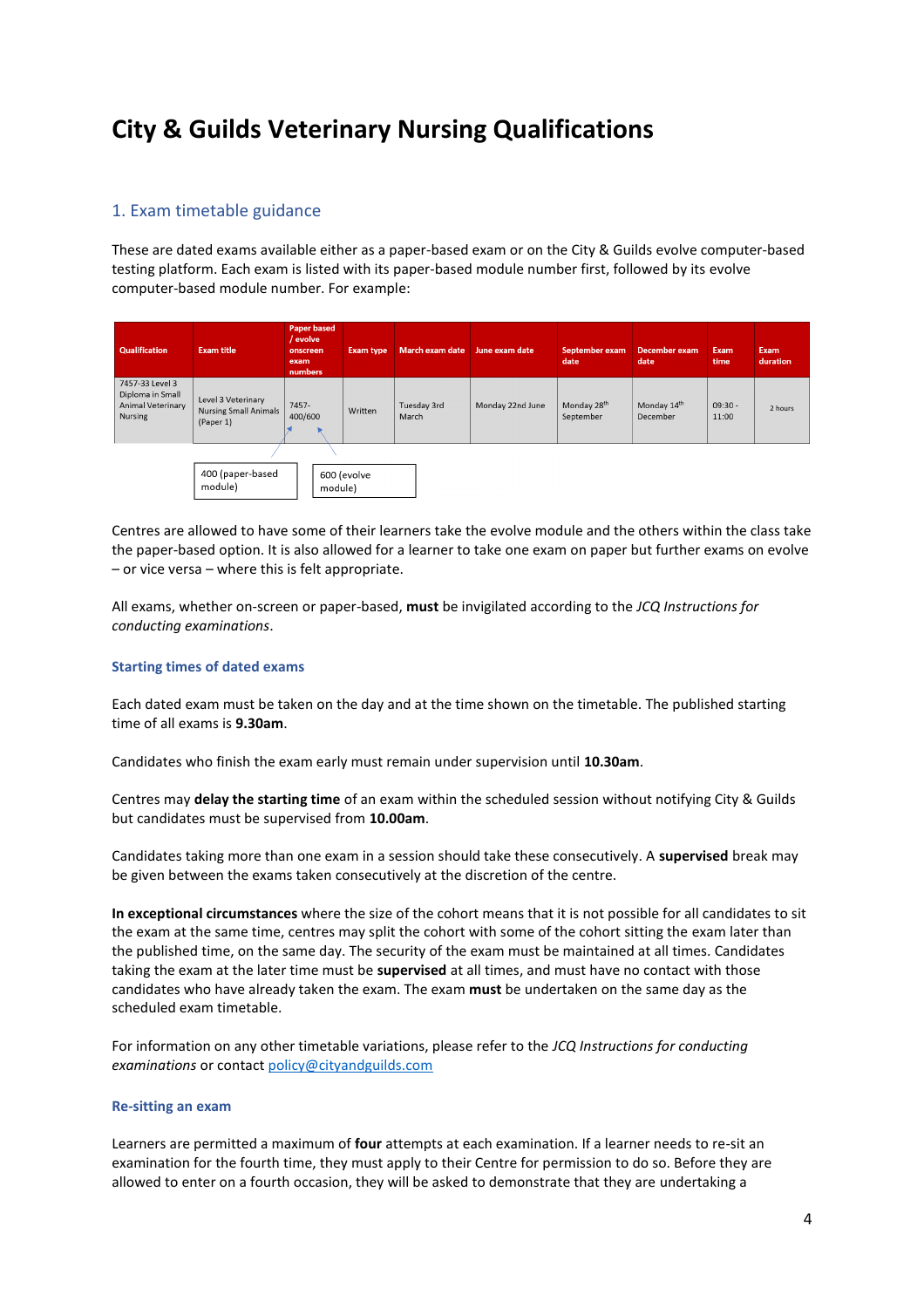# City & Guilds Veterinary Nursing Qualifications

## 1. Exam timetable guidance

These are dated exams available either as a paper-based exam or on the City & Guilds evolve computer-based testing platform. Each exam is listed with its paper-based module number first, followed by its evolve computer-based module number. For example:

| Qualification | Exam title | Paper based / evolve onscreen exam numbers | Exam type | March exam date | June exam date | September exam date | December exam date | Exam time | Exam duration |
|---|---|---|---|---|---|---|---|---|---|
| 7457-33 Level 3 Diploma in Small Animal Veterinary Nursing | Level 3 Veterinary Nursing Small Animals (Paper 1) | 7457-400/600 | Written | Tuesday 3rd March | Monday 22nd June | Monday 28th September | Monday 14th December | 09:30 - 11:00 | 2 hours |

400 (paper-based module)

600 (evolve module)

Centres are allowed to have some of their learners take the evolve module and the others within the class take the paper-based option. It is also allowed for a learner to take one exam on paper but further exams on evolve – or vice versa – where this is felt appropriate.

All exams, whether on-screen or paper-based, **must** be invigilated according to the *JCQ Instructions for conducting examinations*.

### Starting times of dated exams

Each dated exam must be taken on the day and at the time shown on the timetable. The published starting time of all exams is **9.30am**.

Candidates who finish the exam early must remain under supervision until **10.30am**.

Centres may **delay the starting time** of an exam within the scheduled session without notifying City & Guilds but candidates must be supervised from **10.00am**.

Candidates taking more than one exam in a session should take these consecutively. A **supervised** break may be given between the exams taken consecutively at the discretion of the centre.

**In exceptional circumstances** where the size of the cohort means that it is not possible for all candidates to sit the exam at the same time, centres may split the cohort with some of the cohort sitting the exam later than the published time, on the same day. The security of the exam must be maintained at all times. Candidates taking the exam at the later time must be **supervised** at all times, and must have no contact with those candidates who have already taken the exam. The exam **must** be undertaken on the same day as the scheduled exam timetable.

For information on any other timetable variations, please refer to the *JCQ Instructions for conducting examinations* or contact policy@cityandguilds.com

### Re-sitting an exam

Learners are permitted a maximum of **four** attempts at each examination. If a learner needs to re-sit an examination for the fourth time, they must apply to their Centre for permission to do so. Before they are allowed to enter on a fourth occasion, they will be asked to demonstrate that they are undertaking a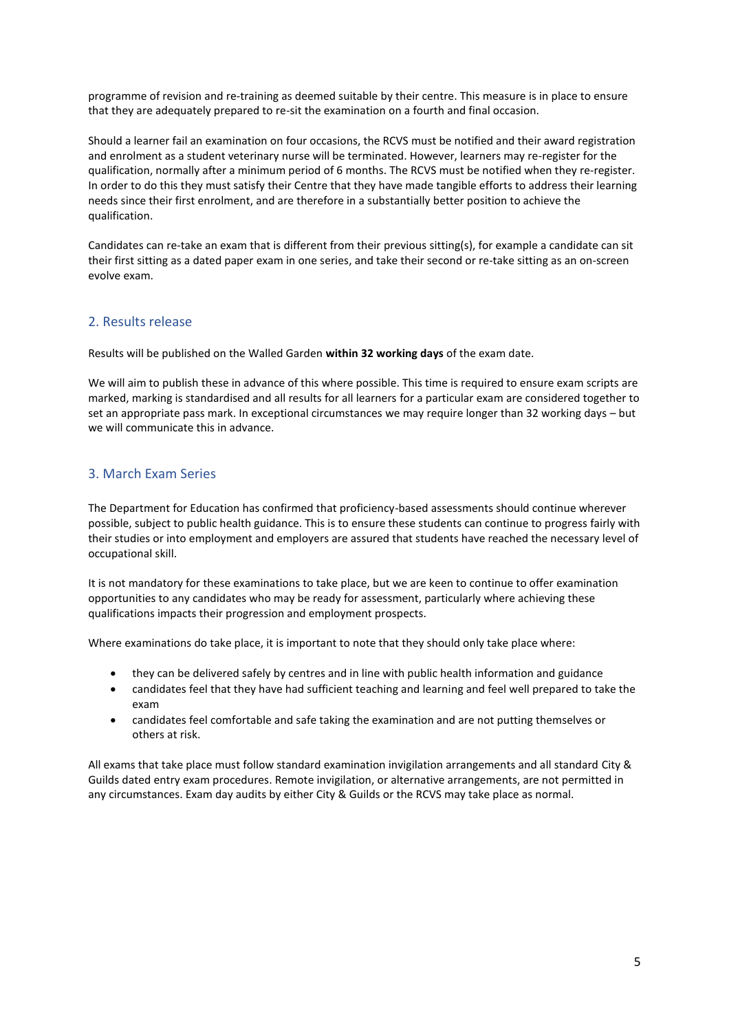programme of revision and re-training as deemed suitable by their centre. This measure is in place to ensure that they are adequately prepared to re-sit the examination on a fourth and final occasion.

Should a learner fail an examination on four occasions, the RCVS must be notified and their award registration and enrolment as a student veterinary nurse will be terminated. However, learners may re-register for the qualification, normally after a minimum period of 6 months. The RCVS must be notified when they re-register. In order to do this they must satisfy their Centre that they have made tangible efforts to address their learning needs since their first enrolment, and are therefore in a substantially better position to achieve the qualification.

Candidates can re-take an exam that is different from their previous sitting(s), for example a candidate can sit their first sitting as a dated paper exam in one series, and take their second or re-take sitting as an on-screen evolve exam.

## 2. Results release

Results will be published on the Walled Garden **within 32 working days** of the exam date.

We will aim to publish these in advance of this where possible. This time is required to ensure exam scripts are marked, marking is standardised and all results for all learners for a particular exam are considered together to set an appropriate pass mark. In exceptional circumstances we may require longer than 32 working days – but we will communicate this in advance.

## 3. March Exam Series

The Department for Education has confirmed that proficiency-based assessments should continue wherever possible, subject to public health guidance. This is to ensure these students can continue to progress fairly with their studies or into employment and employers are assured that students have reached the necessary level of occupational skill.

It is not mandatory for these examinations to take place, but we are keen to continue to offer examination opportunities to any candidates who may be ready for assessment, particularly where achieving these qualifications impacts their progression and employment prospects.

Where examinations do take place, it is important to note that they should only take place where:

- they can be delivered safely by centres and in line with public health information and guidance
- candidates feel that they have had sufficient teaching and learning and feel well prepared to take the exam
- candidates feel comfortable and safe taking the examination and are not putting themselves or others at risk.

All exams that take place must follow standard examination invigilation arrangements and all standard City & Guilds dated entry exam procedures. Remote invigilation, or alternative arrangements, are not permitted in any circumstances. Exam day audits by either City & Guilds or the RCVS may take place as normal.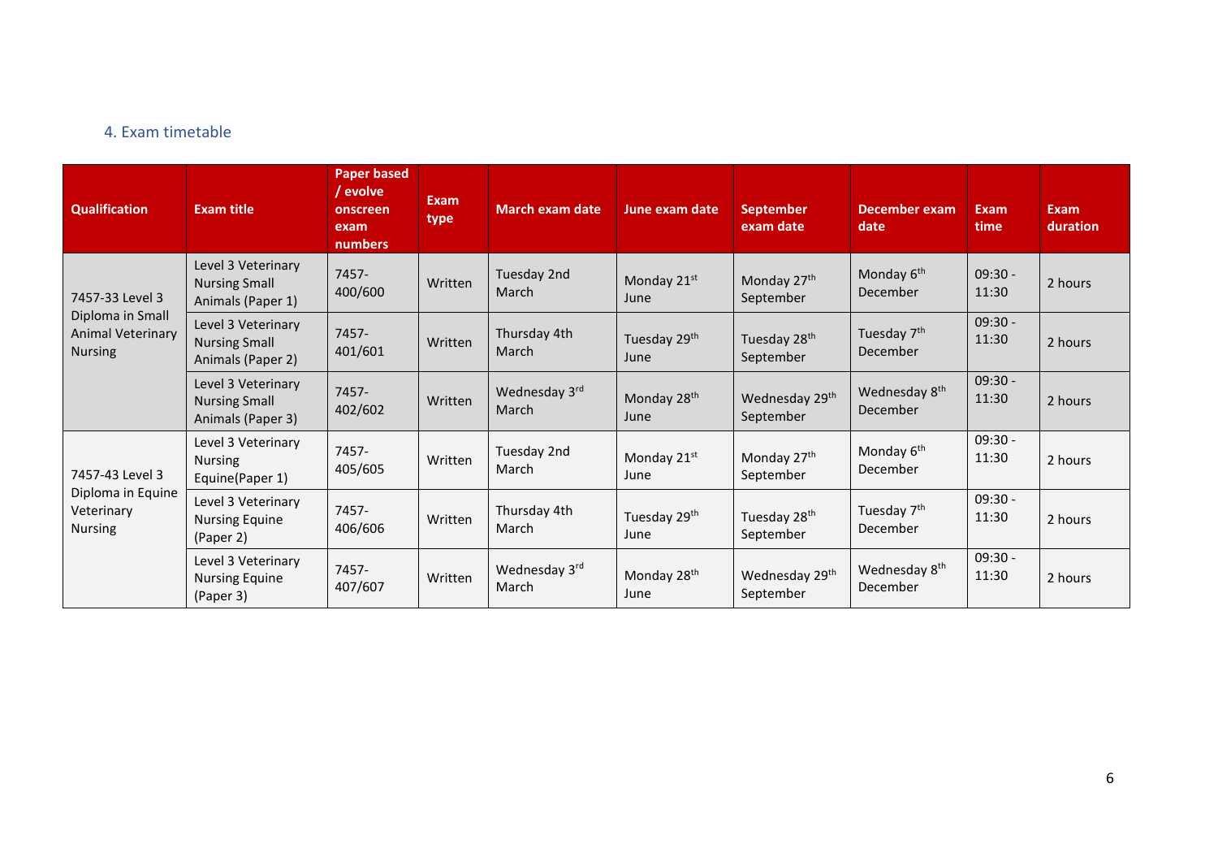## 4. Exam timetable

| Qualification | Exam title | Paper based / evolve onscreen exam numbers | Exam type | March exam date | June exam date | September exam date | December exam date | Exam time | Exam duration |
|---|---|---|---|---|---|---|---|---|---|
| 7457-33 Level 3 Diploma in Small Animal Veterinary Nursing | Level 3 Veterinary Nursing Small Animals (Paper 1) | 7457-400/600 | Written | Tuesday 2nd March | Monday 21st June | Monday 27th September | Monday 6th December | 09:30 - 11:30 | 2 hours |
| | Level 3 Veterinary Nursing Small Animals (Paper 2) | 7457-401/601 | Written | Thursday 4th March | Tuesday 29th June | Tuesday 28th September | Tuesday 7th December | 09:30 - 11:30 | 2 hours |
| | Level 3 Veterinary Nursing Small Animals (Paper 3) | 7457-402/602 | Written | Wednesday 3rd March | Monday 28th June | Wednesday 29th September | Wednesday 8th December | 09:30 - 11:30 | 2 hours |
| 7457-43 Level 3 Diploma in Equine Veterinary Nursing | Level 3 Veterinary Nursing Equine(Paper 1) | 7457-405/605 | Written | Tuesday 2nd March | Monday 21st June | Monday 27th September | Monday 6th December | 09:30 - 11:30 | 2 hours |
| | Level 3 Veterinary Nursing Equine (Paper 2) | 7457-406/606 | Written | Thursday 4th March | Tuesday 29th June | Tuesday 28th September | Tuesday 7th December | 09:30 - 11:30 | 2 hours |
| | Level 3 Veterinary Nursing Equine (Paper 3) | 7457-407/607 | Written | Wednesday 3rd March | Monday 28th June | Wednesday 29th September | Wednesday 8th December | 09:30 - 11:30 | 2 hours |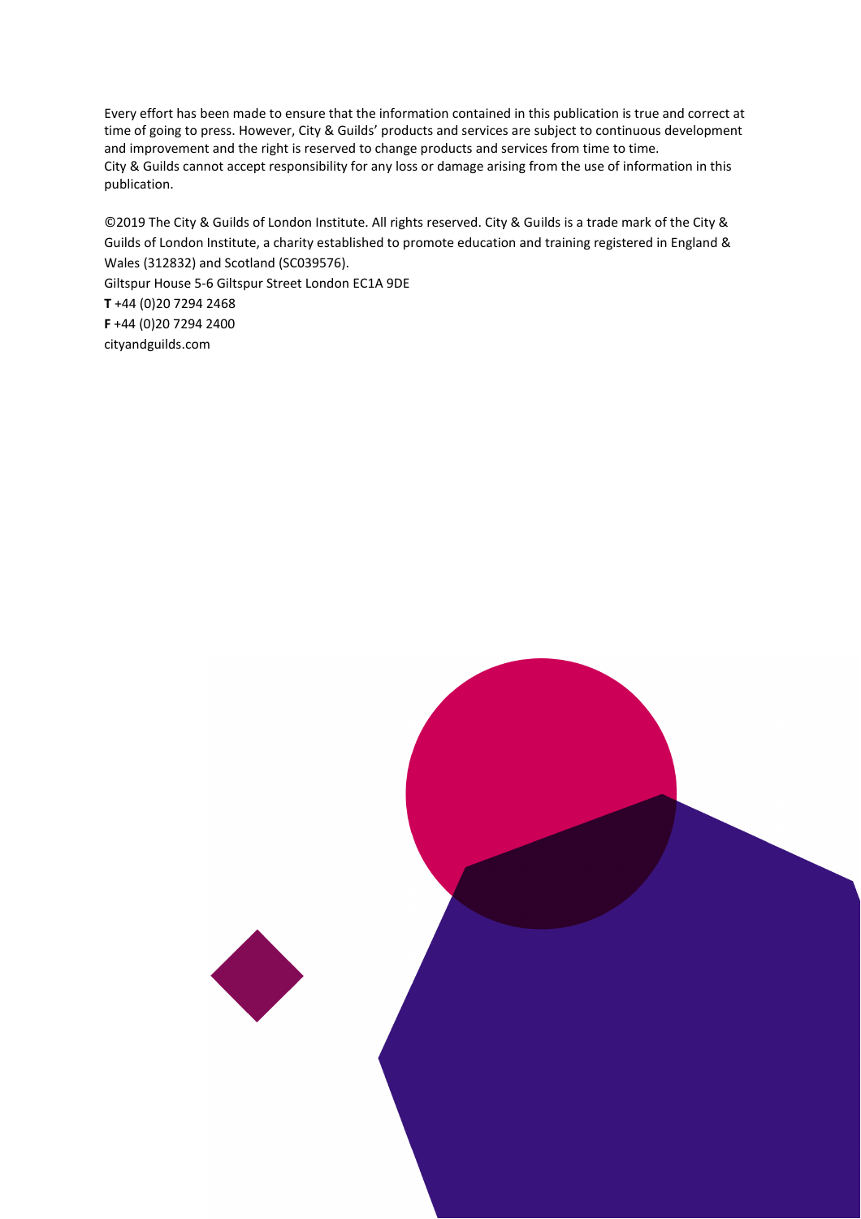Every effort has been made to ensure that the information contained in this publication is true and correct at time of going to press. However, City & Guilds' products and services are subject to continuous development and improvement and the right is reserved to change products and services from time to time.
City & Guilds cannot accept responsibility for any loss or damage arising from the use of information in this publication.

©2019 The City & Guilds of London Institute. All rights reserved. City & Guilds is a trade mark of the City & Guilds of London Institute, a charity established to promote education and training registered in England & Wales (312832) and Scotland (SC039576).

Giltspur House 5-6 Giltspur Street London EC1A 9DE

**T** +44 (0)20 7294 2468

**F** +44 (0)20 7294 2400

cityandguilds.com